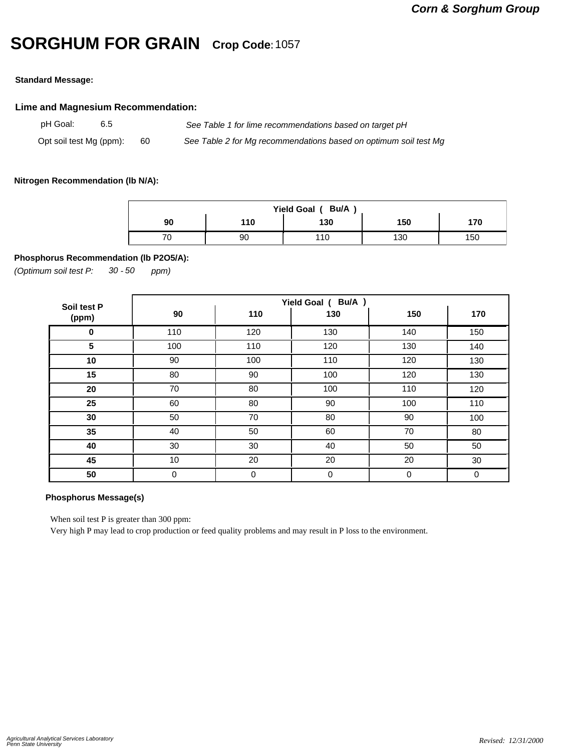**Corn & Sorghum Group**

# SORGHUM FOR GRAIN **Crop Code**: 1057

**Standard Message:**

## Lime and Magnesium Recommendation:

pH Goal: 6.5 — *See Table 1 for lime recommendations based on target pH*

Opt soil test Mg (ppm): 60 — *See Table 2 for Mg recommendations based on optimum soil test Mg*

**Nitrogen Recommendation (lb N/A):**

| Yield Goal ( Bu/A ) | | | | |
|---|---|---|---|---|
| **90** | **110** | **130** | **150** | **170** |
| 70 | 90 | 110 | 130 | 150 |

**Phosphorus Recommendation (lb P2O5/A):**

*(Optimum soil test P: 30 - 50 ppm)*

| Soil test P (ppm) | Yield Goal ( Bu/A ) | | | | |
|---|---|---|---|---|---|
| | **90** | **110** | **130** | **150** | **170** |
| **0** | 110 | 120 | 130 | 140 | 150 |
| **5** | 100 | 110 | 120 | 130 | 140 |
| **10** | 90 | 100 | 110 | 120 | 130 |
| **15** | 80 | 90 | 100 | 120 | 130 |
| **20** | 70 | 80 | 100 | 110 | 120 |
| **25** | 60 | 80 | 90 | 100 | 110 |
| **30** | 50 | 70 | 80 | 90 | 100 |
| **35** | 40 | 50 | 60 | 70 | 80 |
| **40** | 30 | 30 | 40 | 50 | 50 |
| **45** | 10 | 20 | 20 | 20 | 30 |
| **50** | 0 | 0 | 0 | 0 | 0 |

**Phosphorus Message(s)**

When soil test P is greater than 300 ppm:
Very high P may lead to crop production or feed quality problems and may result in P loss to the environment.

*Agricultural Analytical Services Laboratory*
*Penn State University*

*Revised: 12/31/2000*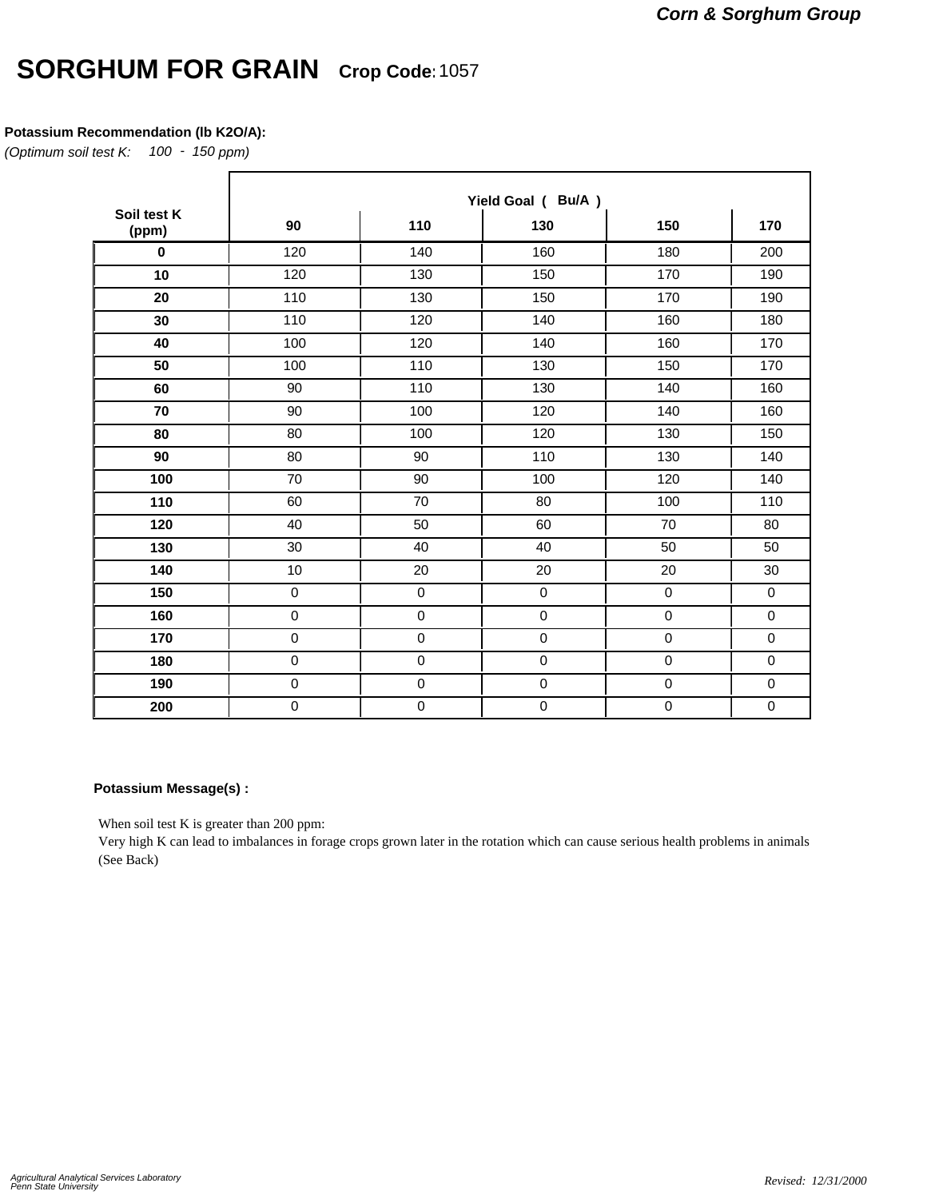*Corn & Sorghum Group*

# SORGHUM FOR GRAIN **Crop Code**: 1057

**Potassium Recommendation (lb K2O/A):**

*(Optimum soil test K: 100 - 150 ppm)*

| Soil test K (ppm) | Yield Goal ( Bu/A ) | | | | |
|---|---|---|---|---|---|
| | **90** | **110** | **130** | **150** | **170** |
| **0** | 120 | 140 | 160 | 180 | 200 |
| **10** | 120 | 130 | 150 | 170 | 190 |
| **20** | 110 | 130 | 150 | 170 | 190 |
| **30** | 110 | 120 | 140 | 160 | 180 |
| **40** | 100 | 120 | 140 | 160 | 170 |
| **50** | 100 | 110 | 130 | 150 | 170 |
| **60** | 90 | 110 | 130 | 140 | 160 |
| **70** | 90 | 100 | 120 | 140 | 160 |
| **80** | 80 | 100 | 120 | 130 | 150 |
| **90** | 80 | 90 | 110 | 130 | 140 |
| **100** | 70 | 90 | 100 | 120 | 140 |
| **110** | 60 | 70 | 80 | 100 | 110 |
| **120** | 40 | 50 | 60 | 70 | 80 |
| **130** | 30 | 40 | 40 | 50 | 50 |
| **140** | 10 | 20 | 20 | 20 | 30 |
| **150** | 0 | 0 | 0 | 0 | 0 |
| **160** | 0 | 0 | 0 | 0 | 0 |
| **170** | 0 | 0 | 0 | 0 | 0 |
| **180** | 0 | 0 | 0 | 0 | 0 |
| **190** | 0 | 0 | 0 | 0 | 0 |
| **200** | 0 | 0 | 0 | 0 | 0 |

**Potassium Message(s) :**

When soil test K is greater than 200 ppm:
Very high K can lead to imbalances in forage crops grown later in the rotation which can cause serious health problems in animals (See Back)

*Agricultural Analytical Services Laboratory*
*Penn State University*

*Revised: 12/31/2000*